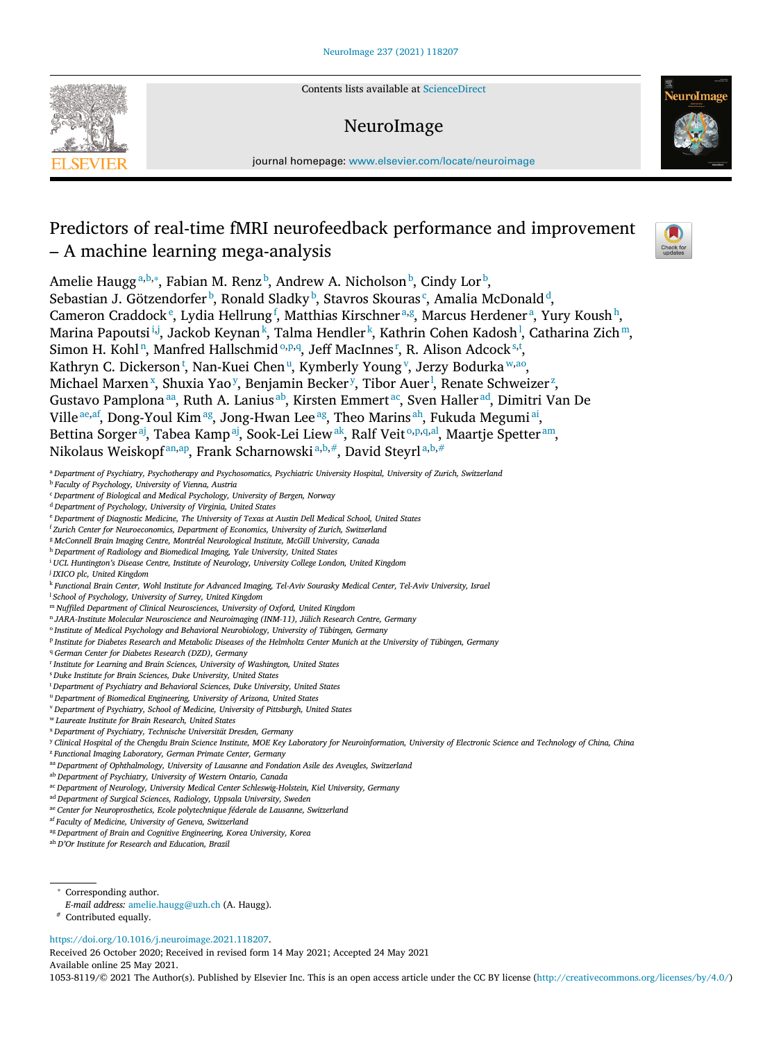Contents lists available at ScienceDirect

# NeuroImage

journal homepage: www.elsevier.com/locate/neuroimage

# Predictors of real-time fMRI neurofeedback performance and improvement – A machine learning mega-analysis

Amelie Haugg[a,b,*], Fabian M. Renz[b], Andrew A. Nicholson[b], Cindy Lor[b], Sebastian J. Götzendorfer[b], Ronald Sladky[b], Stavros Skouras[c], Amalia McDonald[d], Cameron Craddock[e], Lydia Hellrung[f], Matthias Kirschner[a,g], Marcus Herdener[a], Yury Koush[h], Marina Papoutsi[i,j], Jackob Keynan[k], Talma Hendler[k], Kathrin Cohen Kadosh[l], Catharina Zich[m], Simon H. Kohl[n], Manfred Hallschmid[o,p,q], Jeff MacInnes[r], R. Alison Adcock[s,t], Kathryn C. Dickerson[t], Nan-Kuei Chen[u], Kymberly Young[v], Jerzy Bodurka[w,ao], Michael Marxen[x], Shuxia Yao[y], Benjamin Becker[y], Tibor Auer[l], Renate Schweizer[z], Gustavo Pamplona[aa], Ruth A. Lanius[ab], Kirsten Emmert[ac], Sven Haller[ad], Dimitri Van De Ville[ae,af], Dong-Youl Kim[ag], Jong-Hwan Lee[ag], Theo Marins[ah], Fukuda Megumi[ai], Bettina Sorger[aj], Tabea Kamp[aj], Sook-Lei Liew[ak], Ralf Veit[o,p,q,al], Maartje Spetter[am], Nikolaus Weiskopf[an,ap], Frank Scharnowski[a,b,#], David Steyrl[a,b,#]

[a] *Department of Psychiatry, Psychotherapy and Psychosomatics, Psychiatric University Hospital, University of Zurich, Switzerland*
[b] *Faculty of Psychology, University of Vienna, Austria*
[c] *Department of Biological and Medical Psychology, University of Bergen, Norway*
[d] *Department of Psychology, University of Virginia, United States*
[e] *Department of Diagnostic Medicine, The University of Texas at Austin Dell Medical School, United States*
[f] *Zurich Center for Neuroeconomics, Department of Economics, University of Zurich, Switzerland*
[g] *McConnell Brain Imaging Centre, Montréal Neurological Institute, McGill University, Canada*
[h] *Department of Radiology and Biomedical Imaging, Yale University, United States*
[i] *UCL Huntington's Disease Centre, Institute of Neurology, University College London, United Kingdom*
[j] *IXICO plc, United Kingdom*
[k] *Functional Brain Center, Wohl Institute for Advanced Imaging, Tel-Aviv Sourasky Medical Center, Tel-Aviv University, Israel*
[l] *School of Psychology, University of Surrey, United Kingdom*
[m] *Nuffiled Department of Clinical Neurosciences, University of Oxford, United Kingdom*
[n] *JARA-Institute Molecular Neuroscience and Neuroimaging (INM-11), Jülich Research Centre, Germany*
[o] *Institute of Medical Psychology and Behavioral Neurobiology, University of Tübingen, Germany*
[p] *Institute for Diabetes Research and Metabolic Diseases of the Helmholtz Center Munich at the University of Tübingen, Germany*
[q] *German Center for Diabetes Research (DZD), Germany*
[r] *Institute for Learning and Brain Sciences, University of Washington, United States*
[s] *Duke Institute for Brain Sciences, Duke University, United States*
[t] *Department of Psychiatry and Behavioral Sciences, Duke University, United States*
[u] *Department of Biomedical Engineering, University of Arizona, United States*
[v] *Department of Psychiatry, School of Medicine, University of Pittsburgh, United States*
[w] *Laureate Institute for Brain Research, United States*
[x] *Department of Psychiatry, Technische Universität Dresden, Germany*
[y] *Clinical Hospital of the Chengdu Brain Science Institute, MOE Key Laboratory for Neuroinformation, University of Electronic Science and Technology of China, China*
[z] *Functional Imaging Laboratory, German Primate Center, Germany*
[aa] *Department of Ophthalmology, University of Lausanne and Fondation Asile des Aveugles, Switzerland*
[ab] *Department of Psychiatry, University of Western Ontario, Canada*
[ac] *Department of Neurology, University Medical Center Schleswig-Holstein, Kiel University, Germany*
[ad] *Department of Surgical Sciences, Radiology, Uppsala University, Sweden*
[ae] *Center for Neuroprosthetics, Ecole polytechnique féderale de Lausanne, Switzerland*
[af] *Faculty of Medicine, University of Geneva, Switzerland*
[ag] *Department of Brain and Cognitive Engineering, Korea University, Korea*
[ah] *D'Or Institute for Research and Education, Brazil*

[*] Corresponding author.
*E-mail address:* amelie.haugg@uzh.ch (A. Haugg).
[#] Contributed equally.

https://doi.org/10.1016/j.neuroimage.2021.118207.
Received 26 October 2020; Received in revised form 14 May 2021; Accepted 24 May 2021
Available online 25 May 2021.
1053-8119/© 2021 The Author(s). Published by Elsevier Inc. This is an open access article under the CC BY license (http://creativecommons.org/licenses/by/4.0/)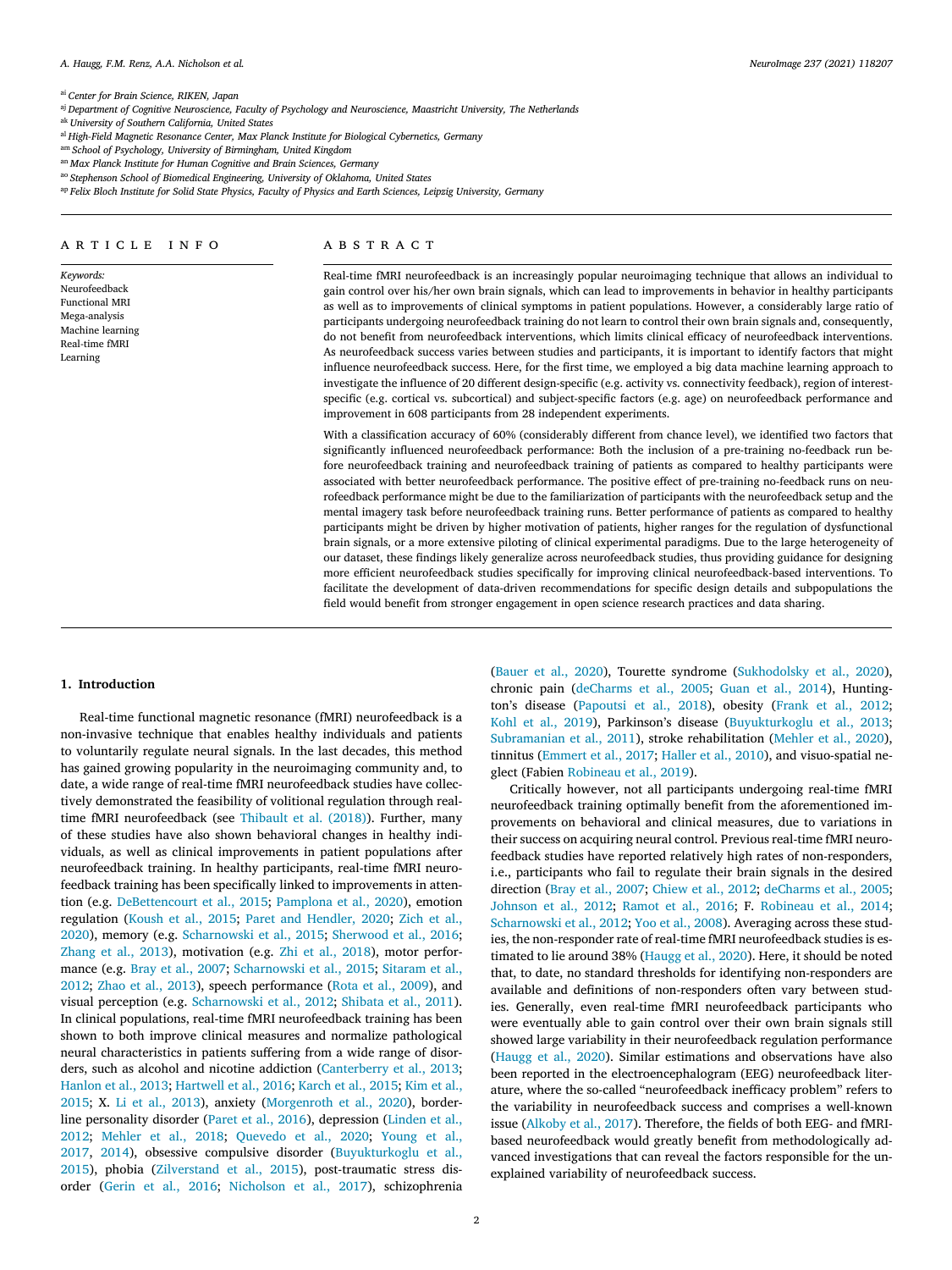[ai] Center for Brain Science, RIKEN, Japan
[aj] Department of Cognitive Neuroscience, Faculty of Psychology and Neuroscience, Maastricht University, The Netherlands
[ak] University of Southern California, United States
[al] High-Field Magnetic Resonance Center, Max Planck Institute for Biological Cybernetics, Germany
[am] School of Psychology, University of Birmingham, United Kingdom
[an] Max Planck Institute for Human Cognitive and Brain Sciences, Germany
[ao] Stephenson School of Biomedical Engineering, University of Oklahoma, United States
[ap] Felix Bloch Institute for Solid State Physics, Faculty of Physics and Earth Sciences, Leipzig University, Germany

ARTICLE INFO

*Keywords:*
Neurofeedback
Functional MRI
Mega-analysis
Machine learning
Real-time fMRI
Learning

ABSTRACT

Real-time fMRI neurofeedback is an increasingly popular neuroimaging technique that allows an individual to gain control over his/her own brain signals, which can lead to improvements in behavior in healthy participants as well as to improvements of clinical symptoms in patient populations. However, a considerably large ratio of participants undergoing neurofeedback training do not learn to control their own brain signals and, consequently, do not benefit from neurofeedback interventions, which limits clinical efficacy of neurofeedback interventions. As neurofeedback success varies between studies and participants, it is important to identify factors that might influence neurofeedback success. Here, for the first time, we employed a big data machine learning approach to investigate the influence of 20 different design-specific (e.g. activity vs. connectivity feedback), region of interest-specific (e.g. cortical vs. subcortical) and subject-specific factors (e.g. age) on neurofeedback performance and improvement in 608 participants from 28 independent experiments.

With a classification accuracy of 60% (considerably different from chance level), we identified two factors that significantly influenced neurofeedback performance: Both the inclusion of a pre-training no-feedback run before neurofeedback training and neurofeedback training of patients as compared to healthy participants were associated with better neurofeedback performance. The positive effect of pre-training no-feedback runs on neurofeedback performance might be due to the familiarization of participants with the neurofeedback setup and the mental imagery task before neurofeedback training runs. Better performance of patients as compared to healthy participants might be driven by higher motivation of patients, higher ranges for the regulation of dysfunctional brain signals, or a more extensive piloting of clinical experimental paradigms. Due to the large heterogeneity of our dataset, these findings likely generalize across neurofeedback studies, thus providing guidance for designing more efficient neurofeedback studies specifically for improving clinical neurofeedback-based interventions. To facilitate the development of data-driven recommendations for specific design details and subpopulations the field would benefit from stronger engagement in open science research practices and data sharing.

## 1. Introduction

Real-time functional magnetic resonance (fMRI) neurofeedback is a non-invasive technique that enables healthy individuals and patients to voluntarily regulate neural signals. In the last decades, this method has gained growing popularity in the neuroimaging community and, to date, a wide range of real-time fMRI neurofeedback studies have collectively demonstrated the feasibility of volitional regulation through real-time fMRI neurofeedback (see Thibault et al. (2018)). Further, many of these studies have also shown behavioral changes in healthy individuals, as well as clinical improvements in patient populations after neurofeedback training. In healthy participants, real-time fMRI neurofeedback training has been specifically linked to improvements in attention (e.g. DeBettencourt et al., 2015; Pamplona et al., 2020), emotion regulation (Koush et al., 2015; Paret and Hendler, 2020; Zich et al., 2020), memory (e.g. Scharnowski et al., 2015; Sherwood et al., 2016; Zhang et al., 2013), motivation (e.g. Zhi et al., 2018), motor performance (e.g. Bray et al., 2007; Scharnowski et al., 2015; Sitaram et al., 2012; Zhao et al., 2013), speech performance (Rota et al., 2009), and visual perception (e.g. Scharnowski et al., 2012; Shibata et al., 2011). In clinical populations, real-time fMRI neurofeedback training has been shown to both improve clinical measures and normalize pathological neural characteristics in patients suffering from a wide range of disorders, such as alcohol and nicotine addiction (Canterberry et al., 2013; Hanlon et al., 2013; Hartwell et al., 2016; Karch et al., 2015; Kim et al., 2015; X. Li et al., 2013), anxiety (Morgenroth et al., 2020), borderline personality disorder (Paret et al., 2016), depression (Linden et al., 2012; Mehler et al., 2018; Quevedo et al., 2020; Young et al., 2017, 2014), obsessive compulsive disorder (Buyukturkoglu et al., 2015), phobia (Zilverstand et al., 2015), post-traumatic stress disorder (Gerin et al., 2016; Nicholson et al., 2017), schizophrenia (Bauer et al., 2020), Tourette syndrome (Sukhodolsky et al., 2020), chronic pain (deCharms et al., 2005; Guan et al., 2014), Huntington's disease (Papoutsi et al., 2018), obesity (Frank et al., 2012; Kohl et al., 2019), Parkinson's disease (Buyukturkoglu et al., 2013; Subramanian et al., 2011), stroke rehabilitation (Mehler et al., 2020), tinnitus (Emmert et al., 2017; Haller et al., 2010), and visuo-spatial neglect (Fabien Robineau et al., 2019).

Critically however, not all participants undergoing real-time fMRI neurofeedback training optimally benefit from the aforementioned improvements on behavioral and clinical measures, due to variations in their success on acquiring neural control. Previous real-time fMRI neurofeedback studies have reported relatively high rates of non-responders, i.e., participants who fail to regulate their brain signals in the desired direction (Bray et al., 2007; Chiew et al., 2012; deCharms et al., 2005; Johnson et al., 2012; Ramot et al., 2016; F. Robineau et al., 2014; Scharnowski et al., 2012; Yoo et al., 2008). Averaging across these studies, the non-responder rate of real-time fMRI neurofeedback studies is estimated to lie around 38% (Haugg et al., 2020). Here, it should be noted that, to date, no standard thresholds for identifying non-responders are available and definitions of non-responders often vary between studies. Generally, even real-time fMRI neurofeedback participants who were eventually able to gain control over their own brain signals still showed large variability in their neurofeedback regulation performance (Haugg et al., 2020). Similar estimations and observations have also been reported in the electroencephalogram (EEG) neurofeedback literature, where the so-called "neurofeedback inefficacy problem" refers to the variability in neurofeedback success and comprises a well-known issue (Alkoby et al., 2017). Therefore, the fields of both EEG- and fMRI-based neurofeedback would greatly benefit from methodologically advanced investigations that can reveal the factors responsible for the unexplained variability of neurofeedback success.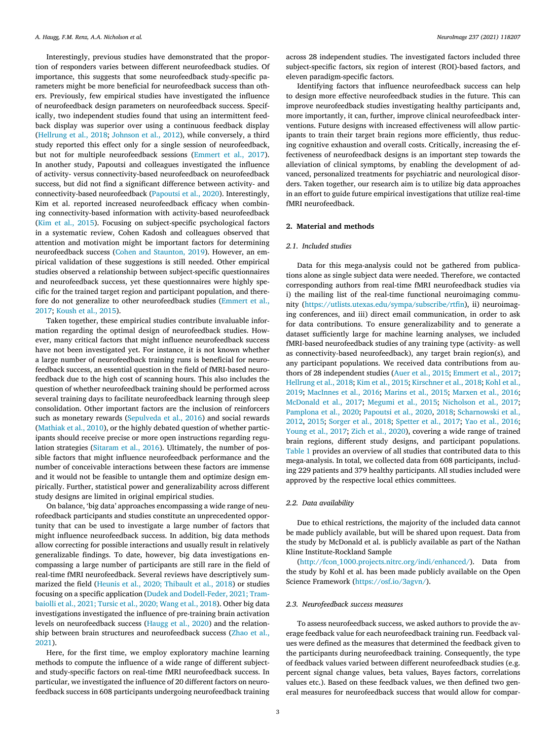Interestingly, previous studies have demonstrated that the proportion of responders varies between different neurofeedback studies. Of importance, this suggests that some neurofeedback study-specific parameters might be more beneficial for neurofeedback success than others. Previously, few empirical studies have investigated the influence of neurofeedback design parameters on neurofeedback success. Specifically, two independent studies found that using an intermittent feedback display was superior over using a continuous feedback display (Hellrung et al., 2018; Johnson et al., 2012), while conversely, a third study reported this effect only for a single session of neurofeedback, but not for multiple neurofeedback sessions (Emmert et al., 2017). In another study, Papoutsi and colleagues investigated the influence of activity- versus connectivity-based neurofeedback on neurofeedback success, but did not find a significant difference between activity- and connectivity-based neurofeedback (Papoutsi et al., 2020). Interestingly, Kim et al. reported increased neurofeedback efficacy when combining connectivity-based information with activity-based neurofeedback (Kim et al., 2015). Focusing on subject-specific psychological factors in a systematic review, Cohen Kadosh and colleagues observed that attention and motivation might be important factors for determining neurofeedback success (Cohen and Staunton, 2019). However, an empirical validation of these suggestions is still needed. Other empirical studies observed a relationship between subject-specific questionnaires and neurofeedback success, yet these questionnaires were highly specific for the trained target region and participant population, and therefore do not generalize to other neurofeedback studies (Emmert et al., 2017; Koush et al., 2015).

Taken together, these empirical studies contribute invaluable information regarding the optimal design of neurofeedback studies. However, many critical factors that might influence neurofeedback success have not been investigated yet. For instance, it is not known whether a large number of neurofeedback training runs is beneficial for neurofeedback success, an essential question in the field of fMRI-based neurofeedback due to the high cost of scanning hours. This also includes the question of whether neurofeedback training should be performed across several training days to facilitate neurofeedback learning through sleep consolidation. Other important factors are the inclusion of reinforcers such as monetary rewards (Sepulveda et al., 2016) and social rewards (Mathiak et al., 2010), or the highly debated question of whether participants should receive precise or more open instructions regarding regulation strategies (Sitaram et al., 2016). Ultimately, the number of possible factors that might influence neurofeedback performance and the number of conceivable interactions between these factors are immense and it would not be feasible to untangle them and optimize design empirically. Further, statistical power and generalizability across different study designs are limited in original empirical studies.

On balance, 'big data' approaches encompassing a wide range of neurofeedback participants and studies constitute an unprecedented opportunity that can be used to investigate a large number of factors that might influence neurofeedback success. In addition, big data methods allow correcting for possible interactions and usually result in relatively generalizable findings. To date, however, big data investigations encompassing a large number of participants are still rare in the field of real-time fMRI neurofeedback. Several reviews have descriptively summarized the field (Heunis et al., 2020; Thibault et al., 2018) or studies focusing on a specific application (Dudek and Dodell-Feder, 2021; Trambaiolli et al., 2021; Tursic et al., 2020; Wang et al., 2018). Other big data investigations investigated the influence of pre-training brain activation levels on neurofeedback success (Haugg et al., 2020) and the relationship between brain structures and neurofeedback success (Zhao et al., 2021).

Here, for the first time, we employ exploratory machine learning methods to compute the influence of a wide range of different subject- and study-specific factors on real-time fMRI neurofeedback success. In particular, we investigated the influence of 20 different factors on neurofeedback success in 608 participants undergoing neurofeedback training across 28 independent studies. The investigated factors included three subject-specific factors, six region of interest (ROI)-based factors, and eleven paradigm-specific factors.

Identifying factors that influence neurofeedback success can help to design more effective neurofeedback studies in the future. This can improve neurofeedback studies investigating healthy participants and, more importantly, it can, further, improve clinical neurofeedback interventions. Future designs with increased effectiveness will allow participants to train their target brain regions more efficiently, thus reducing cognitive exhaustion and overall costs. Critically, increasing the effectiveness of neurofeedback designs is an important step towards the alleviation of clinical symptoms, by enabling the development of advanced, personalized treatments for psychiatric and neurological disorders. Taken together, our research aim is to utilize big data approaches in an effort to guide future empirical investigations that utilize real-time fMRI neurofeedback.

## 2. Material and methods

### 2.1. Included studies

Data for this mega-analysis could not be gathered from publications alone as single subject data were needed. Therefore, we contacted corresponding authors from real-time fMRI neurofeedback studies via i) the mailing list of the real-time functional neuroimaging community (https://utlists.utexas.edu/sympa/subscribe/rtfin), ii) neuroimaging conferences, and iii) direct email communication, in order to ask for data contributions. To ensure generalizability and to generate a dataset sufficiently large for machine learning analyses, we included fMRI-based neurofeedback studies of any training type (activity- as well as connectivity-based neurofeedback), any target brain region(s), and any participant populations. We received data contributions from authors of 28 independent studies (Auer et al., 2015; Emmert et al., 2017; Hellrung et al., 2018; Kim et al., 2015; Kirschner et al., 2018; Kohl et al., 2019; MacInnes et al., 2016; Marins et al., 2015; Marxen et al., 2016; McDonald et al., 2017; Megumi et al., 2015; Nicholson et al., 2017; Pamplona et al., 2020; Papoutsi et al., 2020, 2018; Scharnowski et al., 2012, 2015; Sorger et al., 2018; Spetter et al., 2017; Yao et al., 2016; Young et al., 2017; Zich et al., 2020), covering a wide range of trained brain regions, different study designs, and participant populations. Table 1 provides an overview of all studies that contributed data to this mega-analysis. In total, we collected data from 608 participants, including 229 patients and 379 healthy participants. All studies included were approved by the respective local ethics committees.

### 2.2. Data availability

Due to ethical restrictions, the majority of the included data cannot be made publicly available, but will be shared upon request. Data from the study by McDonald et al. is publicly available as part of the Nathan Kline Institute-Rockland Sample (http://fcon_1000.projects.nitrc.org/indi/enhanced/). Data from the study by Kohl et al. has been made publicly available on the Open Science Framework (https://osf.io/3agvn/).

### 2.3. Neurofeedback success measures

To assess neurofeedback success, we asked authors to provide the average feedback value for each neurofeedback training run. Feedback values were defined as the measures that determined the feedback given to the participants during neurofeedback training. Consequently, the type of feedback values varied between different neurofeedback studies (e.g. percent signal change values, beta values, Bayes factors, correlations values etc.). Based on these feedback values, we then defined two general measures for neurofeedback success that would allow for compar-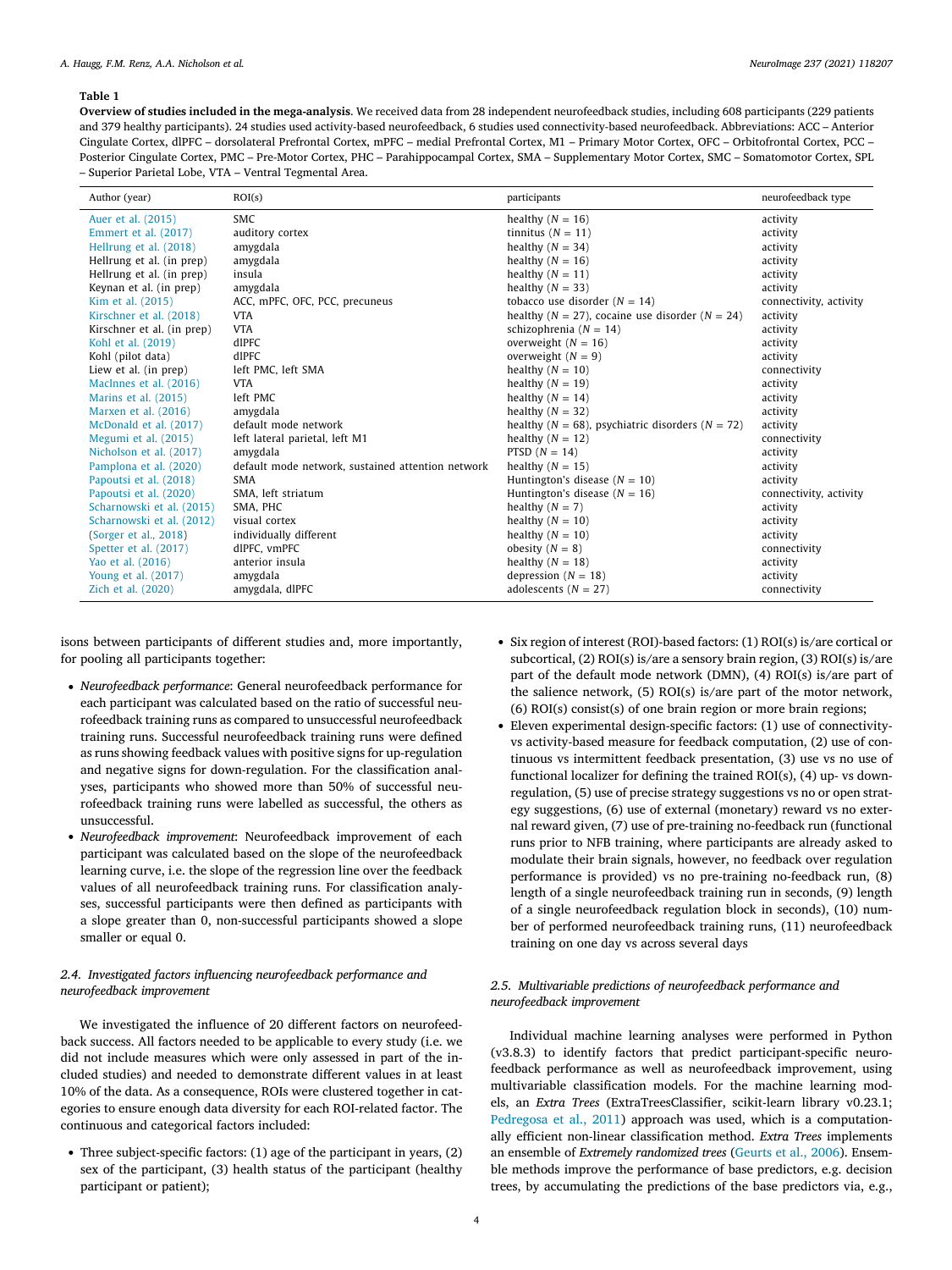**Table 1**

**Overview of studies included in the mega-analysis**. We received data from 28 independent neurofeedback studies, including 608 participants (229 patients and 379 healthy participants). 24 studies used activity-based neurofeedback, 6 studies used connectivity-based neurofeedback. Abbreviations: ACC – Anterior Cingulate Cortex, dlPFC – dorsolateral Prefrontal Cortex, mPFC – medial Prefrontal Cortex, M1 – Primary Motor Cortex, OFC – Orbitofrontal Cortex, PCC – Posterior Cingulate Cortex, PMC – Pre-Motor Cortex, PHC – Parahippocampal Cortex, SMA – Supplementary Motor Cortex, SMC – Somatomotor Cortex, SPL – Superior Parietal Lobe, VTA – Ventral Tegmental Area.

| Author (year) | ROI(s) | participants | neurofeedback type |
|---|---|---|---|
| Auer et al. (2015) | SMC | healthy ($N = 16$) | activity |
| Emmert et al. (2017) | auditory cortex | tinnitus ($N = 11$) | activity |
| Hellrung et al. (2018) | amygdala | healthy ($N = 34$) | activity |
| Hellrung et al. (in prep) | amygdala | healthy ($N = 16$) | activity |
| Hellrung et al. (in prep) | insula | healthy ($N = 11$) | activity |
| Keynan et al. (in prep) | amygdala | healthy ($N = 33$) | activity |
| Kim et al. (2015) | ACC, mPFC, OFC, PCC, precuneus | tobacco use disorder ($N = 14$) | connectivity, activity |
| Kirschner et al. (2018) | VTA | healthy ($N = 27$), cocaine use disorder ($N = 24$) | activity |
| Kirschner et al. (in prep) | VTA | schizophrenia ($N = 14$) | activity |
| Kohl et al. (2019) | dlPFC | overweight ($N = 16$) | activity |
| Kohl (pilot data) | dlPFC | overweight ($N = 9$) | activity |
| Liew et al. (in prep) | left PMC, left SMA | healthy ($N = 10$) | connectivity |
| MacInnes et al. (2016) | VTA | healthy ($N = 19$) | activity |
| Marins et al. (2015) | left PMC | healthy ($N = 14$) | activity |
| Marxen et al. (2016) | amygdala | healthy ($N = 32$) | activity |
| McDonald et al. (2017) | default mode network | healthy ($N = 68$), psychiatric disorders ($N = 72$) | activity |
| Megumi et al. (2015) | left lateral parietal, left M1 | healthy ($N = 12$) | connectivity |
| Nicholson et al. (2017) | amygdala | PTSD ($N = 14$) | activity |
| Pamplona et al. (2020) | default mode network, sustained attention network | healthy ($N = 15$) | activity |
| Papoutsi et al. (2018) | SMA | Huntington's disease ($N = 10$) | activity |
| Papoutsi et al. (2020) | SMA, left striatum | Huntington's disease ($N = 16$) | connectivity, activity |
| Scharnowski et al. (2015) | SMA, PHC | healthy ($N = 7$) | activity |
| Scharnowski et al. (2012) | visual cortex | healthy ($N = 10$) | activity |
| (Sorger et al., 2018) | individually different | healthy ($N = 10$) | activity |
| Spetter et al. (2017) | dlPFC, vmPFC | obesity ($N = 8$) | connectivity |
| Yao et al. (2016) | anterior insula | healthy ($N = 18$) | activity |
| Young et al. (2017) | amygdala | depression ($N = 18$) | activity |
| Zich et al. (2020) | amygdala, dlPFC | adolescents ($N = 27$) | connectivity |

isons between participants of different studies and, more importantly, for pooling all participants together:

- *Neurofeedback performance*: General neurofeedback performance for each participant was calculated based on the ratio of successful neurofeedback training runs as compared to unsuccessful neurofeedback training runs. Successful neurofeedback training runs were defined as runs showing feedback values with positive signs for up-regulation and negative signs for down-regulation. For the classification analyses, participants who showed more than 50% of successful neurofeedback training runs were labelled as successful, the others as unsuccessful.
- *Neurofeedback improvement*: Neurofeedback improvement of each participant was calculated based on the slope of the neurofeedback learning curve, i.e. the slope of the regression line over the feedback values of all neurofeedback training runs. For classification analyses, successful participants were then defined as participants with a slope greater than 0, non-successful participants showed a slope smaller or equal 0.

### 2.4. Investigated factors influencing neurofeedback performance and neurofeedback improvement

We investigated the influence of 20 different factors on neurofeedback success. All factors needed to be applicable to every study (i.e. we did not include measures which were only assessed in part of the included studies) and needed to demonstrate different values in at least 10% of the data. As a consequence, ROIs were clustered together in categories to ensure enough data diversity for each ROI-related factor. The continuous and categorical factors included:

- Three subject-specific factors: (1) age of the participant in years, (2) sex of the participant, (3) health status of the participant (healthy participant or patient);
- Six region of interest (ROI)-based factors: (1) ROI(s) is/are cortical or subcortical, (2) ROI(s) is/are a sensory brain region, (3) ROI(s) is/are part of the default mode network (DMN), (4) ROI(s) is/are part of the salience network, (5) ROI(s) is/are part of the motor network, (6) ROI(s) consist(s) of one brain region or more brain regions;
- Eleven experimental design-specific factors: (1) use of connectivity- vs activity-based measure for feedback computation, (2) use of continuous vs intermittent feedback presentation, (3) use vs no use of functional localizer for defining the trained ROI(s), (4) up- vs down-regulation, (5) use of precise strategy suggestions vs no or open strategy suggestions, (6) use of external (monetary) reward vs no external reward given, (7) use of pre-training no-feedback run (functional runs prior to NFB training, where participants are already asked to modulate their brain signals, however, no feedback over regulation performance is provided) vs no pre-training no-feedback run, (8) length of a single neurofeedback training run in seconds, (9) length of a single neurofeedback regulation block in seconds), (10) number of performed neurofeedback training runs, (11) neurofeedback training on one day vs across several days

### 2.5. Multivariable predictions of neurofeedback performance and neurofeedback improvement

Individual machine learning analyses were performed in Python (v3.8.3) to identify factors that predict participant-specific neurofeedback performance as well as neurofeedback improvement, using multivariable classification models. For the machine learning models, an *Extra Trees* (ExtraTreesClassifier, scikit-learn library v0.23.1; Pedregosa et al., 2011) approach was used, which is a computationally efficient non-linear classification method. *Extra Trees* implements an ensemble of *Extremely randomized trees* (Geurts et al., 2006). Ensemble methods improve the performance of base predictors, e.g. decision trees, by accumulating the predictions of the base predictors via, e.g.,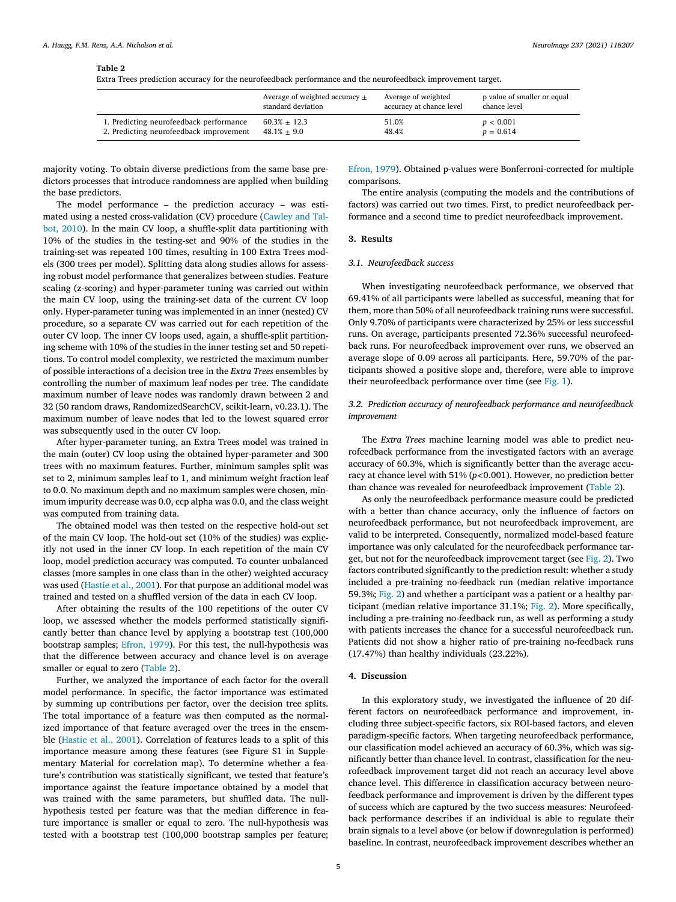**Table 2**

Extra Trees prediction accuracy for the neurofeedback performance and the neurofeedback improvement target.

| | Average of weighted accuracy ± standard deviation | Average of weighted accuracy at chance level | p value of smaller or equal chance level |
|---|---|---|---|
| 1. Predicting neurofeedback performance | 60.3% ± 12.3 | 51.0% | $p < 0.001$ |
| 2. Predicting neurofeedback improvement | 48.1% ± 9.0 | 48.4% | $p = 0.614$ |

majority voting. To obtain diverse predictions from the same base predictors processes that introduce randomness are applied when building the base predictors.

The model performance – the prediction accuracy – was estimated using a nested cross-validation (CV) procedure (Cawley and Talbot, 2010). In the main CV loop, a shuffle-split data partitioning with 10% of the studies in the testing-set and 90% of the studies in the training-set was repeated 100 times, resulting in 100 Extra Trees models (300 trees per model). Splitting data along studies allows for assessing robust model performance that generalizes between studies. Feature scaling (z-scoring) and hyper-parameter tuning was carried out within the main CV loop, using the training-set data of the current CV loop only. Hyper-parameter tuning was implemented in an inner (nested) CV procedure, so a separate CV was carried out for each repetition of the outer CV loop. The inner CV loops used, again, a shuffle-split partitioning scheme with 10% of the studies in the inner testing set and 50 repetitions. To control model complexity, we restricted the maximum number of possible interactions of a decision tree in the *Extra Trees* ensembles by controlling the number of maximum leaf nodes per tree. The candidate maximum number of leave nodes was randomly drawn between 2 and 32 (50 random draws, RandomizedSearchCV, scikit-learn, v0.23.1). The maximum number of leave nodes that led to the lowest squared error was subsequently used in the outer CV loop.

After hyper-parameter tuning, an Extra Trees model was trained in the main (outer) CV loop using the obtained hyper-parameter and 300 trees with no maximum features. Further, minimum samples split was set to 2, minimum samples leaf to 1, and minimum weight fraction leaf to 0.0. No maximum depth and no maximum samples were chosen, minimum impurity decrease was 0.0, ccp alpha was 0.0, and the class weight was computed from training data.

The obtained model was then tested on the respective hold-out set of the main CV loop. The hold-out set (10% of the studies) was explicitly not used in the inner CV loop. In each repetition of the main CV loop, model prediction accuracy was computed. To counter unbalanced classes (more samples in one class than in the other) weighted accuracy was used (Hastie et al., 2001). For that purpose an additional model was trained and tested on a shuffled version of the data in each CV loop.

After obtaining the results of the 100 repetitions of the outer CV loop, we assessed whether the models performed statistically significantly better than chance level by applying a bootstrap test (100,000 bootstrap samples; Efron, 1979). For this test, the null-hypothesis was that the difference between accuracy and chance level is on average smaller or equal to zero (Table 2).

Further, we analyzed the importance of each factor for the overall model performance. In specific, the factor importance was estimated by summing up contributions per factor, over the decision tree splits. The total importance of a feature was then computed as the normalized importance of that feature averaged over the trees in the ensemble (Hastie et al., 2001). Correlation of features leads to a split of this importance measure among these features (see Figure S1 in Supplementary Material for correlation map). To determine whether a feature's contribution was statistically significant, we tested that feature's importance against the feature importance obtained by a model that was trained with the same parameters, but shuffled data. The null-hypothesis tested per feature was that the median difference in feature importance is smaller or equal to zero. The null-hypothesis was tested with a bootstrap test (100,000 bootstrap samples per feature; Efron, 1979). Obtained p-values were Bonferroni-corrected for multiple comparisons.

The entire analysis (computing the models and the contributions of factors) was carried out two times. First, to predict neurofeedback performance and a second time to predict neurofeedback improvement.

## 3. Results

### 3.1. Neurofeedback success

When investigating neurofeedback performance, we observed that 69.41% of all participants were labelled as successful, meaning that for them, more than 50% of all neurofeedback training runs were successful. Only 9.70% of participants were characterized by 25% or less successful runs. On average, participants presented 72.36% successful neurofeedback runs. For neurofeedback improvement over runs, we observed an average slope of 0.09 across all participants. Here, 59.70% of the participants showed a positive slope and, therefore, were able to improve their neurofeedback performance over time (see Fig. 1).

### 3.2. Prediction accuracy of neurofeedback performance and neurofeedback improvement

The *Extra Trees* machine learning model was able to predict neurofeedback performance from the investigated factors with an average accuracy of 60.3%, which is significantly better than the average accuracy at chance level with 51% ($p<0.001$). However, no prediction better than chance was revealed for neurofeedback improvement (Table 2).

As only the neurofeedback performance measure could be predicted with a better than chance accuracy, only the influence of factors on neurofeedback performance, but not neurofeedback improvement, are valid to be interpreted. Consequently, normalized model-based feature importance was only calculated for the neurofeedback performance target, but not for the neurofeedback improvement target (see Fig. 2). Two factors contributed significantly to the prediction result: whether a study included a pre-training no-feedback run (median relative importance 59.3%; Fig. 2) and whether a participant was a patient or a healthy participant (median relative importance 31.1%; Fig. 2). More specifically, including a pre-training no-feedback run, as well as performing a study with patients increases the chance for a successful neurofeedback run. Patients did not show a higher ratio of pre-training no-feedback runs (17.47%) than healthy individuals (23.22%).

## 4. Discussion

In this exploratory study, we investigated the influence of 20 different factors on neurofeedback performance and improvement, including three subject-specific factors, six ROI-based factors, and eleven paradigm-specific factors. When targeting neurofeedback performance, our classification model achieved an accuracy of 60.3%, which was significantly better than chance level. In contrast, classification for the neurofeedback improvement target did not reach an accuracy level above chance level. This difference in classification accuracy between neurofeedback performance and improvement is driven by the different types of success which are captured by the two success measures: Neurofeedback performance describes if an individual is able to regulate their brain signals to a level above (or below if downregulation is performed) baseline. In contrast, neurofeedback improvement describes whether an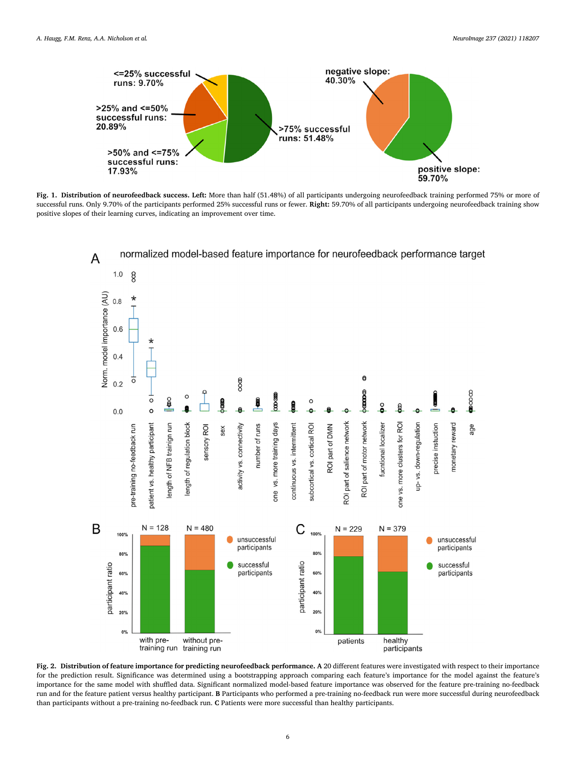<=25% successful runs: 9.70%

>25% and <=50% successful runs: 20.89%

>50% and <=75% successful runs: 17.93%

>75% successful runs: 51.48%

negative slope: 40.30%

positive slope: 59.70%

**Fig. 1. Distribution of neurofeedback success. Left:** More than half (51.48%) of all participants undergoing neurofeedback training performed 75% or more of successful runs. Only 9.70% of the participants performed 25% successful runs or fewer. **Right:** 59.70% of all participants undergoing neurofeedback training show positive slopes of their learning curves, indicating an improvement over time.

A

normalized model-based feature importance for neurofeedback performance target

Norm. model importance (AU)

1.0 0.8 0.6 0.4 0.2 0.0

pre-training no-feedback run, patient vs. healthy participant, length of NFB trainign run, length of regulation block, sensory ROI, sex, activity vs. connectivity, number of runs, one vs. more training days, continuous vs. intermittent, subcortical vs. cortical ROI, ROI part of DMN, ROI part of salience network, ROI part of motor network, fucntional localizer, one vs. more clusters for ROI, up- vs. down-regulation, precise instuction, monetary reward, age

B

N = 128 N = 480

participant ratio

100% 80% 60% 40% 20% 0%

with pre-training run, without pre-training run

unsuccessful participants

successful participants

C

N = 229 N = 379

participant ratio

100% 80% 60% 40% 20% 0%

patients, healthy participants

unsuccessful participants

successful participants

**Fig. 2. Distribution of feature importance for predicting neurofeedback performance. A** 20 different features were investigated with respect to their importance for the prediction result. Significance was determined using a bootstrapping approach comparing each feature's importance for the model against the feature's importance for the same model with shuffled data. Significant normalized model-based feature importance was observed for the feature pre-training no-feedback run and for the feature patient versus healthy participant. **B** Participants who performed a pre-training no-feedback run were more successful during neurofeedback than participants without a pre-training no-feedback run. **C** Patients were more successful than healthy participants.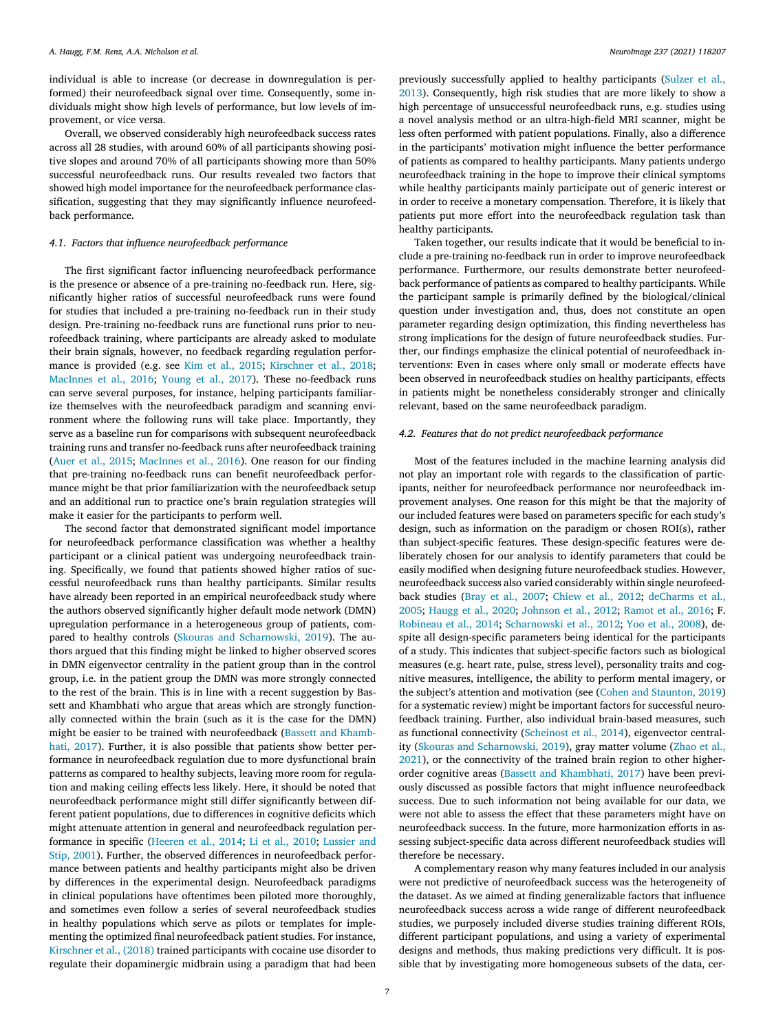individual is able to increase (or decrease in downregulation is performed) their neurofeedback signal over time. Consequently, some individuals might show high levels of performance, but low levels of improvement, or vice versa.

Overall, we observed considerably high neurofeedback success rates across all 28 studies, with around 60% of all participants showing positive slopes and around 70% of all participants showing more than 50% successful neurofeedback runs. Our results revealed two factors that showed high model importance for the neurofeedback performance classification, suggesting that they may significantly influence neurofeedback performance.

### 4.1. Factors that influence neurofeedback performance

The first significant factor influencing neurofeedback performance is the presence or absence of a pre-training no-feedback run. Here, significantly higher ratios of successful neurofeedback runs were found for studies that included a pre-training no-feedback run in their study design. Pre-training no-feedback runs are functional runs prior to neurofeedback training, where participants are already asked to modulate their brain signals, however, no feedback regarding regulation performance is provided (e.g. see Kim et al., 2015; Kirschner et al., 2018; MacInnes et al., 2016; Young et al., 2017). These no-feedback runs can serve several purposes, for instance, helping participants familiarize themselves with the neurofeedback paradigm and scanning environment where the following runs will take place. Importantly, they serve as a baseline run for comparisons with subsequent neurofeedback training runs and transfer no-feedback runs after neurofeedback training (Auer et al., 2015; MacInnes et al., 2016). One reason for our finding that pre-training no-feedback runs can benefit neurofeedback performance might be that prior familiarization with the neurofeedback setup and an additional run to practice one's brain regulation strategies will make it easier for the participants to perform well.

The second factor that demonstrated significant model importance for neurofeedback performance classification was whether a healthy participant or a clinical patient was undergoing neurofeedback training. Specifically, we found that patients showed higher ratios of successful neurofeedback runs than healthy participants. Similar results have already been reported in an empirical neurofeedback study where the authors observed significantly higher default mode network (DMN) upregulation performance in a heterogeneous group of patients, compared to healthy controls (Skouras and Scharnowski, 2019). The authors argued that this finding might be linked to higher observed scores in DMN eigenvector centrality in the patient group than in the control group, i.e. in the patient group the DMN was more strongly connected to the rest of the brain. This is in line with a recent suggestion by Bassett and Khambhati who argue that areas which are strongly functionally connected within the brain (such as it is the case for the DMN) might be easier to be trained with neurofeedback (Bassett and Khambhati, 2017). Further, it is also possible that patients show better performance in neurofeedback regulation due to more dysfunctional brain patterns as compared to healthy subjects, leaving more room for regulation and making ceiling effects less likely. Here, it should be noted that neurofeedback performance might still differ significantly between different patient populations, due to differences in cognitive deficits which might attenuate attention in general and neurofeedback regulation performance in specific (Heeren et al., 2014; Li et al., 2010; Lussier and Stip, 2001). Further, the observed differences in neurofeedback performance between patients and healthy participants might also be driven by differences in the experimental design. Neurofeedback paradigms in clinical populations have oftentimes been piloted more thoroughly, and sometimes even follow a series of several neurofeedback studies in healthy populations which serve as pilots or templates for implementing the optimized final neurofeedback patient studies. For instance, Kirschner et al., (2018) trained participants with cocaine use disorder to regulate their dopaminergic midbrain using a paradigm that had been previously successfully applied to healthy participants (Sulzer et al., 2013). Consequently, high risk studies that are more likely to show a high percentage of unsuccessful neurofeedback runs, e.g. studies using a novel analysis method or an ultra-high-field MRI scanner, might be less often performed with patient populations. Finally, also a difference in the participants' motivation might influence the better performance of patients as compared to healthy participants. Many patients undergo neurofeedback training in the hope to improve their clinical symptoms while healthy participants mainly participate out of generic interest or in order to receive a monetary compensation. Therefore, it is likely that patients put more effort into the neurofeedback regulation task than healthy participants.

Taken together, our results indicate that it would be beneficial to include a pre-training no-feedback run in order to improve neurofeedback performance. Furthermore, our results demonstrate better neurofeedback performance of patients as compared to healthy participants. While the participant sample is primarily defined by the biological/clinical question under investigation and, thus, does not constitute an open parameter regarding design optimization, this finding nevertheless has strong implications for the design of future neurofeedback studies. Further, our findings emphasize the clinical potential of neurofeedback interventions: Even in cases where only small or moderate effects have been observed in neurofeedback studies on healthy participants, effects in patients might be nonetheless considerably stronger and clinically relevant, based on the same neurofeedback paradigm.

### 4.2. Features that do not predict neurofeedback performance

Most of the features included in the machine learning analysis did not play an important role with regards to the classification of participants, neither for neurofeedback performance nor neurofeedback improvement analyses. One reason for this might be that the majority of our included features were based on parameters specific for each study's design, such as information on the paradigm or chosen ROI(s), rather than subject-specific features. These design-specific features were deliberately chosen for our analysis to identify parameters that could be easily modified when designing future neurofeedback studies. However, neurofeedback success also varied considerably within single neurofeedback studies (Bray et al., 2007; Chiew et al., 2012; deCharms et al., 2005; Haugg et al., 2020; Johnson et al., 2012; Ramot et al., 2016; F. Robineau et al., 2014; Scharnowski et al., 2012; Yoo et al., 2008), despite all design-specific parameters being identical for the participants of a study. This indicates that subject-specific factors such as biological measures (e.g. heart rate, pulse, stress level), personality traits and cognitive measures, intelligence, the ability to perform mental imagery, or the subject's attention and motivation (see (Cohen and Staunton, 2019) for a systematic review) might be important factors for successful neurofeedback training. Further, also individual brain-based measures, such as functional connectivity (Scheinost et al., 2014), eigenvector centrality (Skouras and Scharnowski, 2019), gray matter volume (Zhao et al., 2021), or the connectivity of the trained brain region to other higher-order cognitive areas (Bassett and Khambhati, 2017) have been previously discussed as possible factors that might influence neurofeedback success. Due to such information not being available for our data, we were not able to assess the effect that these parameters might have on neurofeedback success. In the future, more harmonization efforts in assessing subject-specific data across different neurofeedback studies will therefore be necessary.

A complementary reason why many features included in our analysis were not predictive of neurofeedback success was the heterogeneity of the dataset. As we aimed at finding generalizable factors that influence neurofeedback success across a wide range of different neurofeedback studies, we purposely included diverse studies training different ROIs, different participant populations, and using a variety of experimental designs and methods, thus making predictions very difficult. It is possible that by investigating more homogeneous subsets of the data, cer-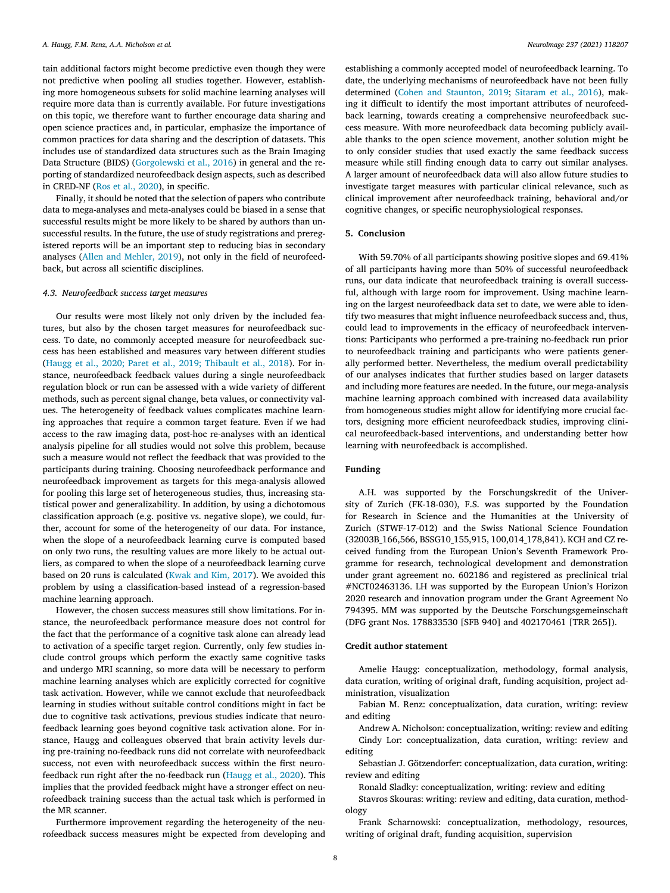tain additional factors might become predictive even though they were not predictive when pooling all studies together. However, establishing more homogeneous subsets for solid machine learning analyses will require more data than is currently available. For future investigations on this topic, we therefore want to further encourage data sharing and open science practices and, in particular, emphasize the importance of common practices for data sharing and the description of datasets. This includes use of standardized data structures such as the Brain Imaging Data Structure (BIDS) (Gorgolewski et al., 2016) in general and the reporting of standardized neurofeedback design aspects, such as described in CRED-NF (Ros et al., 2020), in specific.

Finally, it should be noted that the selection of papers who contribute data to mega-analyses and meta-analyses could be biased in a sense that successful results might be more likely to be shared by authors than unsuccessful results. In the future, the use of study registrations and preregistered reports will be an important step to reducing bias in secondary analyses (Allen and Mehler, 2019), not only in the field of neurofeedback, but across all scientific disciplines.

### 4.3. Neurofeedback success target measures

Our results were most likely not only driven by the included features, but also by the chosen target measures for neurofeedback success. To date, no commonly accepted measure for neurofeedback success has been established and measures vary between different studies (Haugg et al., 2020; Paret et al., 2019; Thibault et al., 2018). For instance, neurofeedback feedback values during a single neurofeedback regulation block or run can be assessed with a wide variety of different methods, such as percent signal change, beta values, or connectivity values. The heterogeneity of feedback values complicates machine learning approaches that require a common target feature. Even if we had access to the raw imaging data, post-hoc re-analyses with an identical analysis pipeline for all studies would not solve this problem, because such a measure would not reflect the feedback that was provided to the participants during training. Choosing neurofeedback performance and neurofeedback improvement as targets for this mega-analysis allowed for pooling this large set of heterogeneous studies, thus, increasing statistical power and generalizability. In addition, by using a dichotomous classification approach (e.g. positive vs. negative slope), we could, further, account for some of the heterogeneity of our data. For instance, when the slope of a neurofeedback learning curve is computed based on only two runs, the resulting values are more likely to be actual outliers, as compared to when the slope of a neurofeedback learning curve based on 20 runs is calculated (Kwak and Kim, 2017). We avoided this problem by using a classification-based instead of a regression-based machine learning approach.

However, the chosen success measures still show limitations. For instance, the neurofeedback performance measure does not control for the fact that the performance of a cognitive task alone can already lead to activation of a specific target region. Currently, only few studies include control groups which perform the exactly same cognitive tasks and undergo MRI scanning, so more data will be necessary to perform machine learning analyses which are explicitly corrected for cognitive task activation. However, while we cannot exclude that neurofeedback learning in studies without suitable control conditions might in fact be due to cognitive task activations, previous studies indicate that neurofeedback learning goes beyond cognitive task activation alone. For instance, Haugg and colleagues observed that brain activity levels during pre-training no-feedback runs did not correlate with neurofeedback success, not even with neurofeedback success within the first neurofeedback run right after the no-feedback run (Haugg et al., 2020). This implies that the provided feedback might have a stronger effect on neurofeedback training success than the actual task which is performed in the MR scanner.

Furthermore improvement regarding the heterogeneity of the neurofeedback success measures might be expected from developing and establishing a commonly accepted model of neurofeedback learning. To date, the underlying mechanisms of neurofeedback have not been fully determined (Cohen and Staunton, 2019; Sitaram et al., 2016), making it difficult to identify the most important attributes of neurofeedback learning, towards creating a comprehensive neurofeedback success measure. With more neurofeedback data becoming publicly available thanks to the open science movement, another solution might be to only consider studies that used exactly the same feedback success measure while still finding enough data to carry out similar analyses. A larger amount of neurofeedback data will also allow future studies to investigate target measures with particular clinical relevance, such as clinical improvement after neurofeedback training, behavioral and/or cognitive changes, or specific neurophysiological responses.

## 5. Conclusion

With 59.70% of all participants showing positive slopes and 69.41% of all participants having more than 50% of successful neurofeedback runs, our data indicate that neurofeedback training is overall successful, although with large room for improvement. Using machine learning on the largest neurofeedback data set to date, we were able to identify two measures that might influence neurofeedback success and, thus, could lead to improvements in the efficacy of neurofeedback interventions: Participants who performed a pre-training no-feedback run prior to neurofeedback training and participants who were patients generally performed better. Nevertheless, the medium overall predictability of our analyses indicates that further studies based on larger datasets and including more features are needed. In the future, our mega-analysis machine learning approach combined with increased data availability from homogeneous studies might allow for identifying more crucial factors, designing more efficient neurofeedback studies, improving clinical neurofeedback-based interventions, and understanding better how learning with neurofeedback is accomplished.

## Funding

A.H. was supported by the Forschungskredit of the University of Zurich (FK-18-030), F.S. was supported by the Foundation for Research in Science and the Humanities at the University of Zurich (STWF-17-012) and the Swiss National Science Foundation (32003B_166,566, BSSG10_155,915, 100,014_178,841). KCH and CZ received funding from the European Union's Seventh Framework Programme for research, technological development and demonstration under grant agreement no. 602186 and registered as preclinical trial #NCT02463136. LH was supported by the European Union's Horizon 2020 research and innovation program under the Grant Agreement No 794395. MM was supported by the Deutsche Forschungsgemeinschaft (DFG grant Nos. 178833530 [SFB 940] and 402170461 [TRR 265]).

## Credit author statement

Amelie Haugg: conceptualization, methodology, formal analysis, data curation, writing of original draft, funding acquisition, project administration, visualization

Fabian M. Renz: conceptualization, data curation, writing: review and editing

Andrew A. Nicholson: conceptualization, writing: review and editing

Cindy Lor: conceptualization, data curation, writing: review and editing

Sebastian J. Götzendorfer: conceptualization, data curation, writing: review and editing

Ronald Sladky: conceptualization, writing: review and editing

Stavros Skouras: writing: review and editing, data curation, methodology

Frank Scharnowski: conceptualization, methodology, resources, writing of original draft, funding acquisition, supervision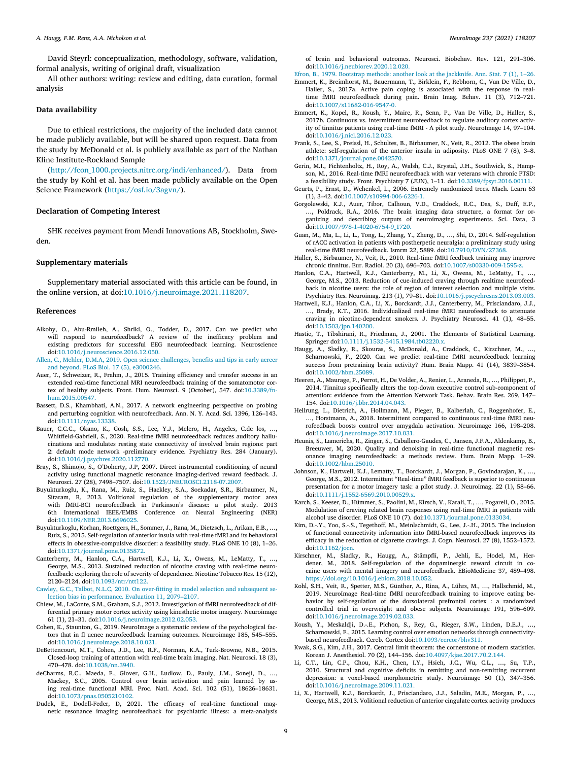David Steyrl: conceptualization, methodology, software, validation, formal analysis, writing of original draft, visualization

All other authors: writing: review and editing, data curation, formal analysis

## Data availability

Due to ethical restrictions, the majority of the included data cannot be made publicly available, but will be shared upon request. Data from the study by McDonald et al. is publicly available as part of the Nathan Kline Institute-Rockland Sample (http://fcon_1000.projects.nitrc.org/indi/enhanced/). Data from the study by Kohl et al. has been made publicly available on the Open Science Framework (https://osf.io/3agvn/).

## Declaration of Competing Interest

SHK receives payment from Mendi Innovations AB, Stockholm, Sweden.

## Supplementary materials

Supplementary material associated with this article can be found, in the online version, at doi:10.1016/j.neuroimage.2021.118207.

## References

Alkoby, O., Abu-Rmileh, A., Shriki, O., Todder, D., 2017. Can we predict who will respond to neurofeedback? A review of the inefficacy problem and existing predictors for successful EEG neurofeedback learning. Neuroscience doi:10.1016/j.neuroscience.2016.12.050.

Allen, C., Mehler, D.M.A, 2019. Open science challenges, benefits and tips in early acreer and beyond. PLoS Biol. 17 (5), e3000246.

Auer, T., Schweizer, R., Frahm, J., 2015. Training efficiency and transfer success in an extended real-time functional MRI neurofeedback training of the somatomotor cortex of healthy subjects. Front. Hum. Neurosci. 9 (October), 547. doi:10.3389/fnhum.2015.00547.

Bassett, D.S., Khambhati, A.N., 2017. A network engineering perspective on probing and perturbing cognition with neurofeedback. Ann. N. Y. Acad. Sci. 1396, 126–143. doi:10.1111/nyas.13338.

Bauer, C.C.C., Okano, K., Gosh, S.S., Lee, Y.J., Melero, H., Angeles, C.de los, …, Whitfield-Gabrieli, S., 2020. Real-time fMRI neurofeedback reduces auditory hallucinations and modulates resting state connectivity of involved brain regions: part 2: default mode network -preliminary evidence. Psychiatry Res. 284 (January). doi:10.1016/j.psychres.2020.112770.

Bray, S., Shimojo, S., O'Doherty, J.P, 2007. Direct instrumental conditioning of neural activity using functional magnetic resonance imaging-derived reward feedback. J. Neurosci. 27 (28), 7498–7507. doi:10.1523/JNEUROSCI.2118-07.2007.

Buyukturkoglu, K., Rana, M., Ruiz, S., Hackley, S.A., Soekadar, S.R., Birbaumer, N., Sitaram, R, 2013. Volitional regulation of the supplementary motor area with fMRI-BCI neurofeedback in Parkinson's disease: a pilot study. 2013 6th International IEEE/EMBS Conference on Neural Engineering (NER) doi:10.1109/NER.2013.6696025.

Buyukturkoglu, Korhan, Roettgers, H., Sommer, J., Rana, M., Dietzsch, L., Arikan, E.B., …, Ruiz, S., 2015. Self-regulation of anterior insula with real-time fMRI and its behavioral effects in obsessive-compulsive disorder: a feasibility study. PLoS ONE 10 (8), 1–26. doi:10.1371/journal.pone.0135872.

Canterberry, M., Hanlon, C.A., Hartwell, K.J., Li, X., Owens, M., LeMatty, T., …, George, M.S., 2013. Sustained reduction of nicotine craving with real-time neurofeedback: exploring the role of severity of dependence. Nicotine Tobacco Res. 15 (12), 2120–2124. doi:10.1093/ntr/ntt122.

Cawley, G.C., Talbot, N.L.C, 2010. On over-fitting in model selection and subsequent selection bias in performance. Evaluation 11, 2079–2107.

Chiew, M., LaConte, S.M., Graham, S.J., 2012. Investigation of fMRI neurofeedback of differential primary motor cortex activity using kinesthetic motor imagery. Neuroimage 61 (1), 21–31. doi:10.1016/j.neuroimage.2012.02.053.

Cohen, K., Staunton, G., 2019. NeuroImage a systematic review of the psychological factors that in fl uence neurofeedback learning outcomes. Neuroimage 185, 545–555. doi:10.1016/j.neuroimage.2018.10.021.

DeBettencourt, M.T., Cohen, J.D., Lee, R.F., Norman, K.A., Turk-Browne, N.B., 2015. Closed-loop training of attention with real-time brain imaging. Nat. Neurosci. 18 (3), 470–478. doi:10.1038/nn.3940.

deCharms, R.C., Maeda, F., Glover, G.H., Ludlow, D., Pauly, J.M., Soneji, D., …, Mackey, S.C., 2005. Control over brain activation and pain learned by using real-time functional MRI. Proc. Natl. Acad. Sci. 102 (51), 18626–18631. doi:10.1073/pnas.0505210102.

Dudek, E., Dodell-Feder, D, 2021. The efficacy of real-time functional magnetic resonance imaging neurofeedback for psychiatric illness: a meta-analysis of brain and behavioral outcomes. Neurosci. Biobehav. Rev. 121, 291–306. doi:10.1016/j.neubiorev.2020.12.020.

Efron, B., 1979. Bootstrap methods: another look at the jackknife. Ann. Stat. 7 (1), 1–26.

Emmert, K., Breimhorst, M., Bauermann, T., Birklein, F., Rebhorn, C., Van De Ville, D., Haller, S., 2017a. Active pain coping is associated with the response in real-time fMRI neurofeedback during pain. Brain Imag. Behav. 11 (3), 712–721. doi:10.1007/s11682-016-9547-0.

Emmert, K., Kopel, R., Koush, Y., Maire, R., Senn, P., Van De Ville, D., Haller, S., 2017b. Continuous vs. intermittent neurofeedback to regulate auditory cortex activity of tinnitus patients using real-time fMRI - A pilot study. NeuroImage 14, 97–104. doi:10.1016/j.nicl.2016.12.023.

Frank, S., Lee, S., Preissl, H., Schultes, B., Birbaumer, N., Veit, R., 2012. The obese brain athlete: self-regulation of the anterior insula in adiposity. PLoS ONE 7 (8), 3–8. doi:10.1371/journal.pone.0042570.

Gerin, M.I., Fichtenholtz, H., Roy, A., Walsh, C.J., Krystal, J.H., Southwick, S., Hampson, M., 2016. Real-time fMRI neurofeedback with war veterans with chronic PTSD: a feasibility study. Front. Psychiatry 7 (JUN), 1–11. doi:10.3389/fpsyt.2016.00111.

Geurts, P., Ernst, D., Wehenkel, L., 2006. Extremely randomized trees. Mach. Learn 63 (1), 3–42. doi:10.1007/s10994-006-6226-1.

Gorgolewski, K.J., Auer, Tibor, Calhoun, V.D., Craddock, R.C., Das, S., Duff, E.P., …, Poldrack, R.A., 2016. The brain imaging data structure, a format for organizing and describing outputs of neuroimaging experiments. Sci. Data, 3 doi:10.1007/978-1-4020-6754-9_1720.

Guan, M., Ma, L., Li, L., Tong, L., Zhang, Y., Zheng, D., …, Shi, D., 2014. Self-regulation of rACC activation in patients with postherpetic neuralgia: a preliminary study using real-time fMRI neurofeedback. Ismrm 22, 5889. doi:10.7910/DVN/27368.

Haller, S., Birbaumer, N., Veit, R., 2010. Real-time fMRI feedback training may improve chronic tinnitus. Eur. Radiol. 20 (3), 696–703. doi:10.1007/s00330-009-1595-z.

Hanlon, C.A., Hartwell, K.J., Canterberry, M., Li, X., Owens, M., LeMatty, T., …, George, M.S., 2013. Reduction of cue-induced craving through realtime neurofeedback in nicotine users: the role of region of interest selection and multiple visits. Psychiatry Res. Neuroimag. 213 (1), 79–81. doi:10.1016/j.pscychresns.2013.03.003.

Hartwell, K.J., Hanlon, C.A., Li, X., Borckardt, J.J., Canterberry, M., Prisciandaro, J.J., …, Brady, K.T., 2016. Individualized real-time fMRI neurofeedback to attenuate craving in nicotine-dependent smokers. J. Psychiatry Neurosci. 41 (1), 48–55. doi:10.1503/jpn.140200.

Hastie, T., Tibshirani, R., Friedman, J., 2001. The Elements of Statistical Learning. Springer doi:10.1111/j.1532-5415.1984.tb02220.x.

Haugg, A., Sladky, R., Skouras, S., McDonald, A., Craddock, C., Kirschner, M., …, Scharnowski, F., 2020. Can we predict real-time fMRI neurofeedback learning success from pretraining brain activity? Hum. Brain Mapp. 41 (14), 3839–3854. doi:10.1002/hbm.25089.

Heeren, A., Maurage, P., Perrot, H., De Volder, A., Renier, L., Araneda, R., …, Philippot, P., 2014. Tinnitus specifically alters the top-down executive control sub-component of attention: evidence from the Attention Network Task. Behav. Brain Res. 269, 147–154. doi:10.1016/j.bbr.2014.04.043.

Hellrung, L., Dietrich, A., Hollmann, M., Pleger, B., Kalberlah, C., Roggenhofer, E., …, Horstmann, A., 2018. Intermittent compared to continuous real-time fMRI neurofeedback boosts control over amygdala activation. Neuroimage 166, 198–208. doi:10.1016/j.neuroimage.2017.10.031.

Heunis, S., Lamerichs, R., Zinger, S., Caballero-Gaudes, C., Jansen, J.F.A., Aldenkamp, B., Breeuwer, M, 2020. Quality and denoising in real-time functional magnetic resonance imaging neurofeedback: a methods review. Hum. Brain Mapp. 1–29. doi:10.1002/hbm.25010.

Johnson, K., Hartwell, K.J., Lematty, T., Borckardt, J., Morgan, P., Govindarajan, K., …, George, M.S., 2012. Intermittent "Real-time" fMRI feedback is superior to continuous presentation for a motor imagery task: a pilot study. J. Neuroimag. 22 (1), 58–66. doi:10.1111/j.1552-6569.2010.00529.x.

Karch, S., Keeser, D., Hümmer, S., Paolini, M., Kirsch, V., Karali, T., …, Pogarell, O., 2015. Modulation of craving related brain responses using real-time fMRI in patients with alcohol use disorder. PLoS ONE 10 (7). doi:10.1371/journal.pone.0133034.

Kim, D.-Y., Yoo, S.-S., Tegethoff, M., Meinlschmidt, G., Lee, J.-H., 2015. The inclusion of functional connectivity information into fMRI-based neurofeedback improves its efficacy in the reduction of cigarette cravings. J. Cogn. Neurosci. 27 (8), 1552–1572. doi:10.1162/jocn.

Kirschner, M., Sladky, R., Haugg, A., Stämpfli, P., Jehli, E., Hodel, M., Herdener, M., 2018. Self-regulation of the dopaminergic reward circuit in cocaine users with mental imagery and neurofeedback. EBioMedicine 37, 489–498. https://doi.org/10.1016/j.ebiom.2018.10.052.

Kohl, S.H., Veit, R., Spetter, M.S., Günther, A., Rina, A., Lührs, M., …, Hallschmid, M., 2019. NeuroImage Real-time fMRI neurofeedback training to improve eating behavior by self-regulation of the dorsolateral prefrontal cortex : a randomized controlled trial in overweight and obese subjects. Neuroimage 191, 596–609. doi:10.1016/j.neuroimage.2019.02.033.

Koush, Y., Meskaldji, D.-E., Pichon, S., Rey, G., Rieger, S.W., Linden, D.E.J., …, Scharnowski, F., 2015. Learning control over emotion networks through connectivity-based neurofeedback. Cereb. Cortex doi:10.1093/cercor/bhv311.

Kwak, S.G., Kim, J.H., 2017. Central limit theorem: the cornerstone of modern statistics. Korean J. Anesthesiol. 70 (2), 144–156. doi:10.4097/kjae.2017.70.2.144.

Li, C.T., Lin, C.P., Chou, K.H., Chen, I.Y., Hsieh, J.C., Wu, C.L., …, Su, T.P., 2010. Structural and cognitive deficits in remitting and non-remitting recurrent depression: a voxel-based morphometric study. Neuroimage 50 (1), 347–356. doi:10.1016/j.neuroimage.2009.11.021.

Li, X., Hartwell, K.J., Borckardt, J., Prisciandaro, J.J., Saladin, M.E., Morgan, P., …, George, M.S., 2013. Volitional reduction of anterior cingulate cortex activity produces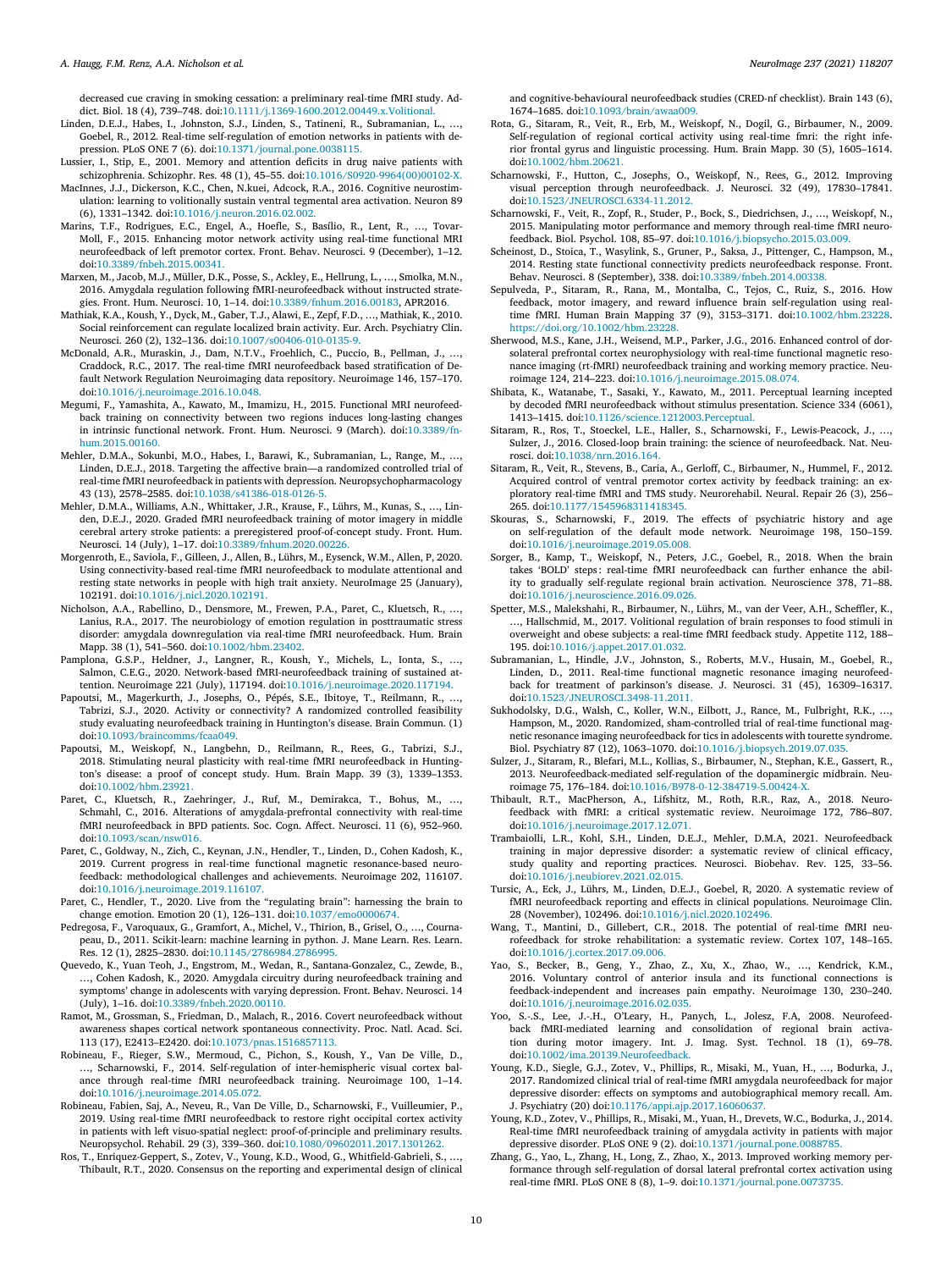decreased cue craving in smoking cessation: a preliminary real-time fMRI study. Addict. Biol. 18 (4), 739–748. doi:10.1111/j.1369-1600.2012.00449.x.Volitional.

Linden, D.E.J., Habes, I., Johnston, S.J., Linden, S., Tatineni, R., Subramanian, L., …, Goebel, R., 2012. Real-time self-regulation of emotion networks in patients with depression. PLoS ONE 7 (6). doi:10.1371/journal.pone.0038115.

Lussier, I., Stip, E., 2001. Memory and attention deficits in drug naive patients with schizophrenia. Schizophr. Res. 48 (1), 45–55. doi:10.1016/S0920-9964(00)00102-X.

MacInnes, J.J., Dickerson, K.C., Chen, N.kuei, Adcock, R.A., 2016. Cognitive neurostimulation: learning to volitionally sustain ventral tegmental area activation. Neuron 89 (6), 1331–1342. doi:10.1016/j.neuron.2016.02.002.

Marins, T.F., Rodrigues, E.C., Engel, A., Hoefle, S., Basílio, R., Lent, R., …, Tovar-Moll, F., 2015. Enhancing motor network activity using real-time functional MRI neurofeedback of left premotor cortex. Front. Behav. Neurosci. 9 (December), 1–12. doi:10.3389/fnbeh.2015.00341.

Marxen, M., Jacob, M.J., Müller, D.K., Posse, S., Ackley, E., Hellrung, L., …, Smolka, M.N., 2016. Amygdala regulation following fMRI-neurofeedback without instructed strategies. Front. Hum. Neurosci. 10, 1–14. doi:10.3389/fnhum.2016.00183, APR2016.

Mathiak, K.A., Koush, Y., Dyck, M., Gaber, T.J., Alawi, E., Zepf, F.D., …, Mathiak, K., 2010. Social reinforcement can regulate localized brain activity. Eur. Arch. Psychiatry Clin. Neurosci. 260 (2), 132–136. doi:10.1007/s00406-010-0135-9.

McDonald, A.R., Muraskin, J., Dam, N.T.V., Froehlich, C., Puccio, B., Pellman, J., …, Craddock, R.C., 2017. The real-time fMRI neurofeedback based stratification of Default Network Regulation Neuroimaging data repository. Neuroimage 146, 157–170. doi:10.1016/j.neuroimage.2016.10.048.

Megumi, F., Yamashita, A., Kawato, M., Imamizu, H., 2015. Functional MRI neurofeedback training on connectivity between two regions induces long-lasting changes in intrinsic functional network. Front. Hum. Neurosci. 9 (March). doi:10.3389/fnhum.2015.00160.

Mehler, D.M.A., Sokunbi, M.O., Habes, I., Barawi, K., Subramanian, L., Range, M., …, Linden, D.E.J., 2018. Targeting the affective brain—a randomized controlled trial of real-time fMRI neurofeedback in patients with depression. Neuropsychopharmacology 43 (13), 2578–2585. doi:10.1038/s41386-018-0126-5.

Mehler, D.M.A., Williams, A.N., Whittaker, J.R., Krause, F., Lührs, M., Kunas, S., …, Linden, D.E.J., 2020. Graded fMRI neurofeedback training of motor imagery in middle cerebral artery stroke patients: a preregistered proof-of-concept study. Front. Hum. Neurosci. 14 (July), 1–17. doi:10.3389/fnhum.2020.00226.

Morgenroth, E., Saviola, F., Gilleen, J., Allen, B., Lührs, M., Eysenck, W.M., Allen, P, 2020. Using connectivity-based real-time fMRI neurofeedback to modulate attentional and resting state networks in people with high trait anxiety. NeuroImage 25 (January), 102191. doi:10.1016/j.nicl.2020.102191.

Nicholson, A.A., Rabellino, D., Densmore, M., Frewen, P.A., Paret, C., Kluetsch, R., …, Lanius, R.A., 2017. The neurobiology of emotion regulation in posttraumatic stress disorder: amygdala downregulation via real-time fMRI neurofeedback. Hum. Brain Mapp. 38 (1), 541–560. doi:10.1002/hbm.23402.

Pamplona, G.S.P., Heldner, J., Langner, R., Koush, Y., Michels, L., Ionta, S., …, Salmon, C.E.G., 2020. Network-based fMRI-neurofeedback training of sustained attention. Neuroimage 221 (July), 117194. doi:10.1016/j.neuroimage.2020.117194.

Papoutsi, M., Magerkurth, J., Josephs, O., Pépés, S.E., Ibitoye, T., Reilmann, R., …, Tabrizi, S.J., 2020. Activity or connectivity? A randomized controlled feasibility study evaluating neurofeedback training in Huntington's disease. Brain Commun. (1) doi:10.1093/braincomms/fcaa049.

Papoutsi, M., Weiskopf, N., Langbehn, D., Reilmann, R., Rees, G., Tabrizi, S.J., 2018. Stimulating neural plasticity with real-time fMRI neurofeedback in Huntington's disease: a proof of concept study. Hum. Brain Mapp. 39 (3), 1339–1353. doi:10.1002/hbm.23921.

Paret, C., Kluetsch, R., Zaehringer, J., Ruf, M., Demirakca, T., Bohus, M., …, Schmahl, C., 2016. Alterations of amygdala-prefrontal connectivity with real-time fMRI neurofeedback in BPD patients. Soc. Cogn. Affect. Neurosci. 11 (6), 952–960. doi:10.1093/scan/nsw016.

Paret, C., Goldway, N., Zich, C., Keynan, J.N., Hendler, T., Linden, D., Cohen Kadosh, K., 2019. Current progress in real-time functional magnetic resonance-based neurofeedback: methodological challenges and achievements. Neuroimage 202, 116107. doi:10.1016/j.neuroimage.2019.116107.

Paret, C., Hendler, T., 2020. Live from the "regulating brain": harnessing the brain to change emotion. Emotion 20 (1), 126–131. doi:10.1037/emo0000674.

Pedregosa, F., Varoquaux, G., Gramfort, A., Michel, V., Thirion, B., Grisel, O., …, Cournapeau, D., 2011. Scikit-learn: machine learning in python. J. Mane Learn. Res. Learn. Res. 12 (1), 2825–2830. doi:10.1145/2786984.2786995.

Quevedo, K., Yuan Teoh, J., Engstrom, M., Wedan, R., Santana-Gonzalez, C., Zewde, B., …, Cohen Kadosh, K., 2020. Amygdala circuitry during neurofeedback training and symptoms' change in adolescents with varying depression. Front. Behav. Neurosci. 14 (July), 1–16. doi:10.3389/fnbeh.2020.00110.

Ramot, M., Grossman, S., Friedman, D., Malach, R., 2016. Covert neurofeedback without awareness shapes cortical network spontaneous connectivity. Proc. Natl. Acad. Sci. 113 (17), E2413–E2420. doi:10.1073/pnas.1516857113.

Robineau, F., Rieger, S.W., Mermoud, C., Pichon, S., Koush, Y., Van De Ville, D., …, Scharnowski, F., 2014. Self-regulation of inter-hemispheric visual cortex balance through real-time fMRI neurofeedback training. Neuroimage 100, 1–14. doi:10.1016/j.neuroimage.2014.05.072.

Robineau, Fabien, Saj, A., Neveu, R., Van De Ville, D., Scharnowski, F., Vuilleumier, P., 2019. Using real-time fMRI neurofeedback to restore right occipital cortex activity in patients with left visuo-spatial neglect: proof-of-principle and preliminary results. Neuropsychol. Rehabil. 29 (3), 339–360. doi:10.1080/09602011.2017.1301262.

Ros, T., Enriquez-Geppert, S., Zotev, V., Young, K.D., Wood, G., Whitfield-Gabrieli, S., …, Thibault, R.T., 2020. Consensus on the reporting and experimental design of clinical and cognitive-behavioural neurofeedback studies (CRED-nf checklist). Brain 143 (6), 1674–1685. doi:10.1093/brain/awaa009.

Rota, G., Sitaram, R., Veit, R., Erb, M., Weiskopf, N., Dogil, G., Birbaumer, N., 2009. Self-regulation of regional cortical activity using real-time fmri: the right inferior frontal gyrus and linguistic processing. Hum. Brain Mapp. 30 (5), 1605–1614. doi:10.1002/hbm.20621.

Scharnowski, F., Hutton, C., Josephs, O., Weiskopf, N., Rees, G., 2012. Improving visual perception through neurofeedback. J. Neurosci. 32 (49), 17830–17841. doi:10.1523/JNEUROSCI.6334-11.2012.

Scharnowski, F., Veit, R., Zopf, R., Studer, P., Bock, S., Diedrichsen, J., …, Weiskopf, N., 2015. Manipulating motor performance and memory through real-time fMRI neurofeedback. Biol. Psychol. 108, 85–97. doi:10.1016/j.biopsycho.2015.03.009.

Scheinost, D., Stoica, T., Wasylink, S., Gruner, P., Saksa, J., Pittenger, C., Hampson, M., 2014. Resting state functional connectivity predicts neurofeedback response. Front. Behav. Neurosci. 8 (September), 338. doi:10.3389/fnbeh.2014.00338.

Sepulveda, P., Sitaram, R., Rana, M., Montalba, C., Tejos, C., Ruiz, S., 2016. How feedback, motor imagery, and reward influence brain self-regulation using real-time fMRI. Human Brain Mapping 37 (9), 3153–3171. doi:10.1002/hbm.23228. https://doi.org/10.1002/hbm.23228.

Sherwood, M.S., Kane, J.H., Weisend, M.P., Parker, J.G., 2016. Enhanced control of dorsolateral prefrontal cortex neurophysiology with real-time functional magnetic resonance imaging (rt-fMRI) neurofeedback training and working memory practice. Neuroimage 124, 214–223. doi:10.1016/j.neuroimage.2015.08.074.

Shibata, K., Watanabe, T., Sasaki, Y., Kawato, M., 2011. Perceptual learning incepted by decoded fMRI neurofeedback without stimulus presentation. Science 334 (6061), 1413–1415. doi:10.1126/science.1212003.Perceptual.

Sitaram, R., Ros, T., Stoeckel, L.E., Haller, S., Scharnowski, F., Lewis-Peacock, J., …, Sulzer, J., 2016. Closed-loop brain training: the science of neurofeedback. Nat. Neurosci. doi:10.1038/nrn.2016.164.

Sitaram, R., Veit, R., Stevens, B., Caria, A., Gerloff, C., Birbaumer, N., Hummel, F., 2012. Acquired control of ventral premotor cortex activity by feedback training: an exploratory real-time fMRI and TMS study. Neurorehabil. Neural. Repair 26 (3), 256–265. doi:10.1177/1545968311418345.

Skouras, S., Scharnowski, F., 2019. The effects of psychiatric history and age on self-regulation of the default mode network. Neuroimage 198, 150–159. doi:10.1016/j.neuroimage.2019.05.008.

Sorger, B., Kamp, T., Weiskopf, N., Peters, J.C., Goebel, R., 2018. When the brain takes 'BOLD' steps: real-time fMRI neurofeedback can further enhance the ability to gradually self-regulate regional brain activation. Neuroscience 378, 71–88. doi:10.1016/j.neuroscience.2016.09.026.

Spetter, M.S., Malekshahi, R., Birbaumer, N., Lührs, M., van der Veer, A.H., Scheffler, K., …, Hallschmid, M., 2017. Volitional regulation of brain responses to food stimuli in overweight and obese subjects: a real-time fMRI feedback study. Appetite 112, 188–195. doi:10.1016/j.appet.2017.01.032.

Subramanian, L., Hindle, J.V., Johnston, S., Roberts, M.V., Husain, M., Goebel, R., Linden, D., 2011. Real-time functional magnetic resonance imaging neurofeedback for treatment of parkinson's disease. J. Neurosci. 31 (45), 16309–16317. doi:10.1523/JNEUROSCI.3498-11.2011.

Sukhodolsky, D.G., Walsh, C., Koller, W.N., Eilbott, J., Rance, M., Fulbright, R.K., …, Hampson, M., 2020. Randomized, sham-controlled trial of real-time functional magnetic resonance imaging neurofeedback for tics in adolescents with tourette syndrome. Biol. Psychiatry 87 (12), 1063–1070. doi:10.1016/j.biopsych.2019.07.035.

Sulzer, J., Sitaram, R., Blefari, M.L., Kollias, S., Birbaumer, N., Stephan, K.E., Gassert, R., 2013. Neurofeedback-mediated self-regulation of the dopaminergic midbrain. Neuroimage 75, 176–184. doi:10.1016/B978-0-12-384719-5.00424-X.

Thibault, R.T., MacPherson, A., Lifshitz, M., Roth, R.R., Raz, A., 2018. Neurofeedback with fMRI: a critical systematic review. Neuroimage 172, 786–807. doi:10.1016/j.neuroimage.2017.12.071.

Trambaiolli, L.R., Kohl, S.H., Linden, D.E.J., Mehler, D.M.A, 2021. Neurofeedback training in major depressive disorder: a systematic review of clinical efficacy, study quality and reporting practices. Neurosci. Biobehav. Rev. 125, 33–56. doi:10.1016/j.neubiorev.2021.02.015.

Tursic, A., Eck, J., Lührs, M., Linden, D.E.J., Goebel, R, 2020. A systematic review of fMRI neurofeedback reporting and effects in clinical populations. Neuroimage Clin. 28 (November), 102496. doi:10.1016/j.nicl.2020.102496.

Wang, T., Mantini, D., Gillebert, C.R., 2018. The potential of real-time fMRI neurofeedback for stroke rehabilitation: a systematic review. Cortex 107, 148–165. doi:10.1016/j.cortex.2017.09.006.

Yao, S., Becker, B., Geng, Y., Zhao, Z., Xu, X., Zhao, W., …, Kendrick, K.M., 2016. Voluntary control of anterior insula and its functional connections is feedback-independent and increases pain empathy. Neuroimage 130, 230–240. doi:10.1016/j.neuroimage.2016.02.035.

Yoo, S.-S., Lee, J.-H., O'Leary, H., Panych, L., Jolesz, F.A, 2008. Neurofeedback fMRI-mediated learning and consolidation of regional brain activation during motor imagery. Int. J. Imag. Syst. Technol. 18 (1), 69–78. doi:10.1002/ima.20139.Neurofeedback.

Young, K.D., Siegle, G.J., Zotev, V., Phillips, R., Misaki, M., Yuan, H., …, Bodurka, J., 2017. Randomized clinical trial of real-time fMRI amygdala neurofeedback for major depressive disorder: effects on symptoms and autobiographical memory recall. Am. J. Psychiatry (20) doi:10.1176/appi.ajp.2017.16060637.

Young, K.D., Zotev, V., Phillips, R., Misaki, M., Yuan, H., Drevets, W.C., Bodurka, J., 2014. Real-time fMRI neurofeedback training of amygdala activity in patients with major depressive disorder. PLoS ONE 9 (2). doi:10.1371/journal.pone.0088785.

Zhang, G., Yao, L., Zhang, H., Long, Z., Zhao, X., 2013. Improved working memory performance through self-regulation of dorsal lateral prefrontal cortex activation using real-time fMRI. PLoS ONE 8 (8), 1–9. doi:10.1371/journal.pone.0073735.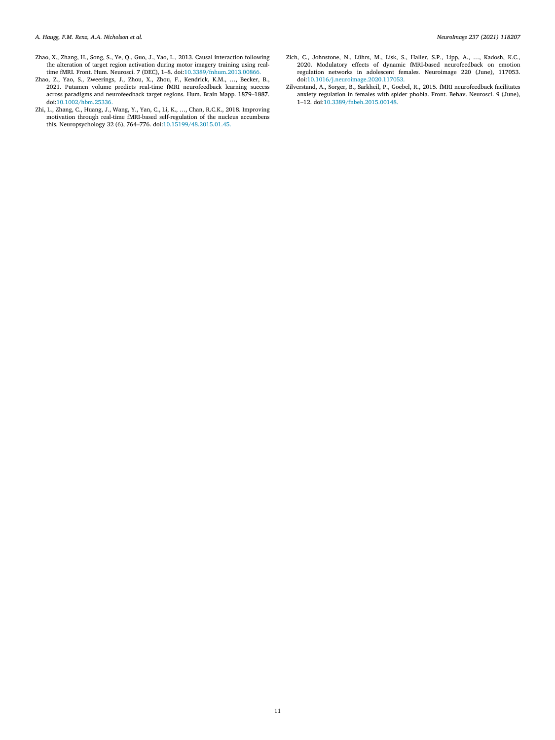Zhao, X., Zhang, H., Song, S., Ye, Q., Guo, J., Yao, L., 2013. Causal interaction following the alteration of target region activation during motor imagery training using real-time fMRI. Front. Hum. Neurosci. 7 (DEC), 1–8. doi:10.3389/fnhum.2013.00866.

Zhao, Z., Yao, S., Zweerings, J., Zhou, X., Zhou, F., Kendrick, K.M., …, Becker, B., 2021. Putamen volume predicts real-time fMRI neurofeedback learning success across paradigms and neurofeedback target regions. Hum. Brain Mapp. 1879–1887. doi:10.1002/hbm.25336.

Zhi, L., Zhang, C., Huang, J., Wang, Y., Yan, C., Li, K., …, Chan, R.C.K., 2018. Improving motivation through real-time fMRI-based self-regulation of the nucleus accumbens this. Neuropsychology 32 (6), 764–776. doi:10.15199/48.2015.01.45.

Zich, C., Johnstone, N., Lührs, M., Lisk, S., Haller, S.P., Lipp, A., …, Kadosh, K.C., 2020. Modulatory effects of dynamic fMRI-based neurofeedback on emotion regulation networks in adolescent females. Neuroimage 220 (June), 117053. doi:10.1016/j.neuroimage.2020.117053.

Zilverstand, A., Sorger, B., Sarkheil, P., Goebel, R., 2015. fMRI neurofeedback facilitates anxiety regulation in females with spider phobia. Front. Behav. Neurosci. 9 (June), 1–12. doi:10.3389/fnbeh.2015.00148.